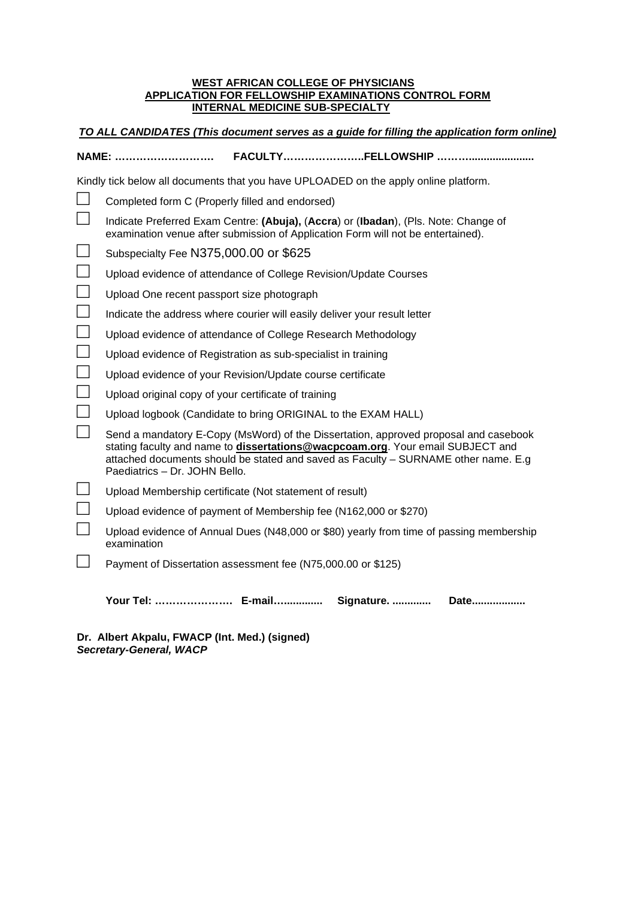**WEST AFRICAN COLLEGE OF PHYSICIANS**
**APPLICATION FOR FELLOWSHIP EXAMINATIONS CONTROL FORM**
**INTERNAL MEDICINE SUB-SPECIALTY**

***TO ALL CANDIDATES (This document serves as a guide for filling the application form online)***

**NAME: ………………………. FACULTY…………………..FELLOWSHIP ………......................**

Kindly tick below all documents that you have UPLOADED on the apply online platform.

- ☐ Completed form C (Properly filled and endorsed)
- ☐ Indicate Preferred Exam Centre: **(Abuja),** (**Accra**) or (**Ibadan**), (Pls. Note: Change of examination venue after submission of Application Form will not be entertained).
- ☐ Subspecialty Fee N375,000.00 or $625
- ☐ Upload evidence of attendance of College Revision/Update Courses
- ☐ Upload One recent passport size photograph
- ☐ Indicate the address where courier will easily deliver your result letter
- ☐ Upload evidence of attendance of College Research Methodology
- ☐ Upload evidence of Registration as sub-specialist in training
- ☐ Upload evidence of your Revision/Update course certificate
- ☐ Upload original copy of your certificate of training
- ☐ Upload logbook (Candidate to bring ORIGINAL to the EXAM HALL)
- ☐ Send a mandatory E-Copy (MsWord) of the Dissertation, approved proposal and casebook stating faculty and name to **dissertations@wacpcoam.org**. Your email SUBJECT and attached documents should be stated and saved as Faculty – SURNAME other name. E.g Paediatrics – Dr. JOHN Bello.
- ☐ Upload Membership certificate (Not statement of result)
- ☐ Upload evidence of payment of Membership fee (N162,000 or $270)
- ☐ Upload evidence of Annual Dues (N48,000 or $80) yearly from time of passing membership examination
- ☐ Payment of Dissertation assessment fee (N75,000.00 or $125)

**Your Tel: …………………. E-mail…............. Signature. ............. Date..................**

**Dr. Albert Akpalu, FWACP (Int. Med.) (signed)**
***Secretary-General, WACP***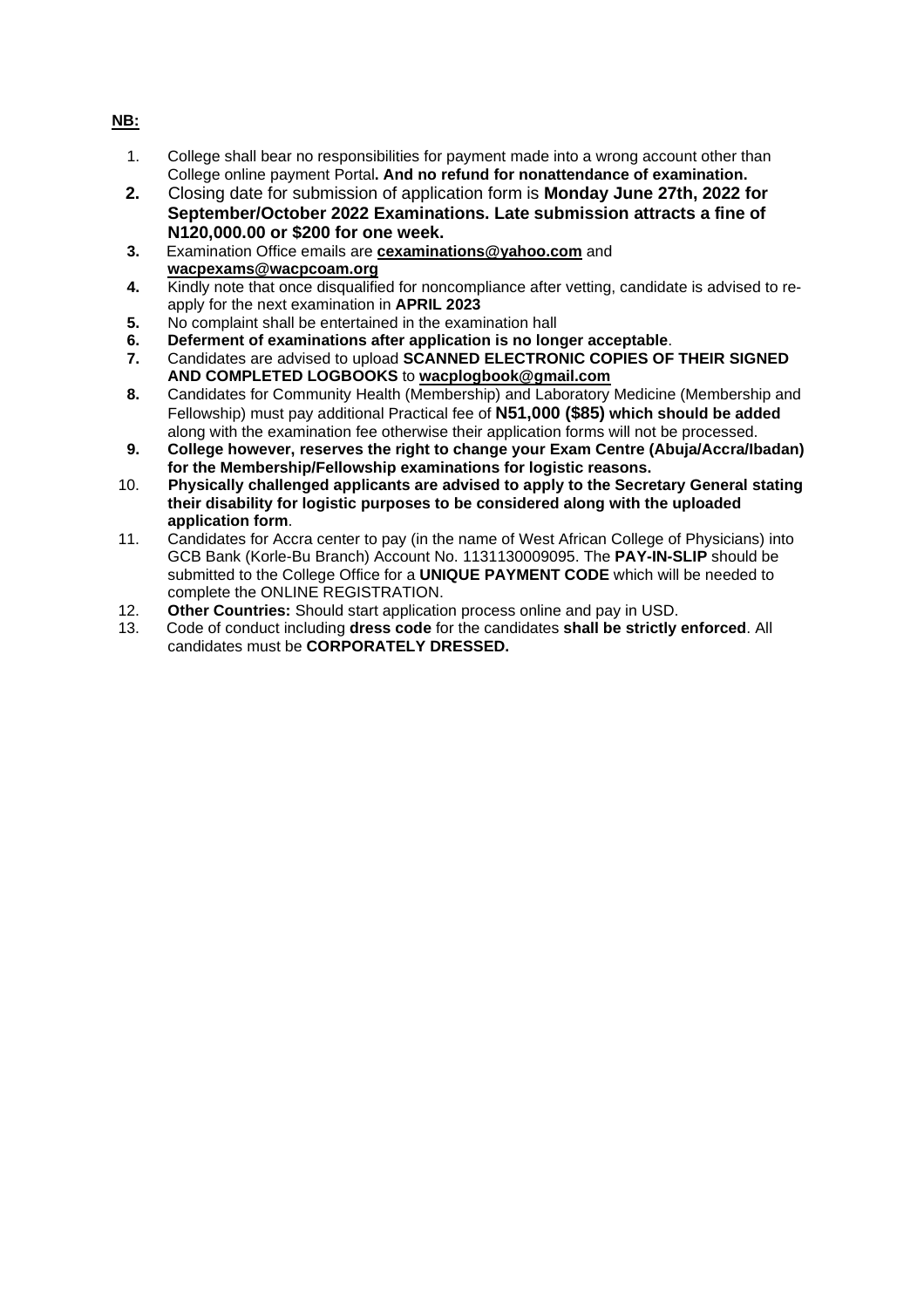**NB:**

1. College shall bear no responsibilities for payment made into a wrong account other than College online payment Portal**. And no refund for nonattendance of examination.**
2. Closing date for submission of application form is **Monday June 27th, 2022 for September/October 2022 Examinations. Late submission attracts a fine of N120,000.00 or $200 for one week.**
3. Examination Office emails are **cexaminations@yahoo.com** and **wacpexams@wacpcoam.org**
4. Kindly note that once disqualified for noncompliance after vetting, candidate is advised to re-apply for the next examination in **APRIL 2023**
5. No complaint shall be entertained in the examination hall
6. **Deferment of examinations after application is no longer acceptable**.
7. Candidates are advised to upload **SCANNED ELECTRONIC COPIES OF THEIR SIGNED AND COMPLETED LOGBOOKS** to **wacplogbook@gmail.com**
8. Candidates for Community Health (Membership) and Laboratory Medicine (Membership and Fellowship) must pay additional Practical fee of **N51,000 ($85) which should be added** along with the examination fee otherwise their application forms will not be processed.
9. **College however, reserves the right to change your Exam Centre (Abuja/Accra/Ibadan) for the Membership/Fellowship examinations for logistic reasons.**
10. **Physically challenged applicants are advised to apply to the Secretary General stating their disability for logistic purposes to be considered along with the uploaded application form**.
11. Candidates for Accra center to pay (in the name of West African College of Physicians) into GCB Bank (Korle-Bu Branch) Account No. 1131130009095. The **PAY-IN-SLIP** should be submitted to the College Office for a **UNIQUE PAYMENT CODE** which will be needed to complete the ONLINE REGISTRATION.
12. **Other Countries:** Should start application process online and pay in USD.
13. Code of conduct including **dress code** for the candidates **shall be strictly enforced**. All candidates must be **CORPORATELY DRESSED.**